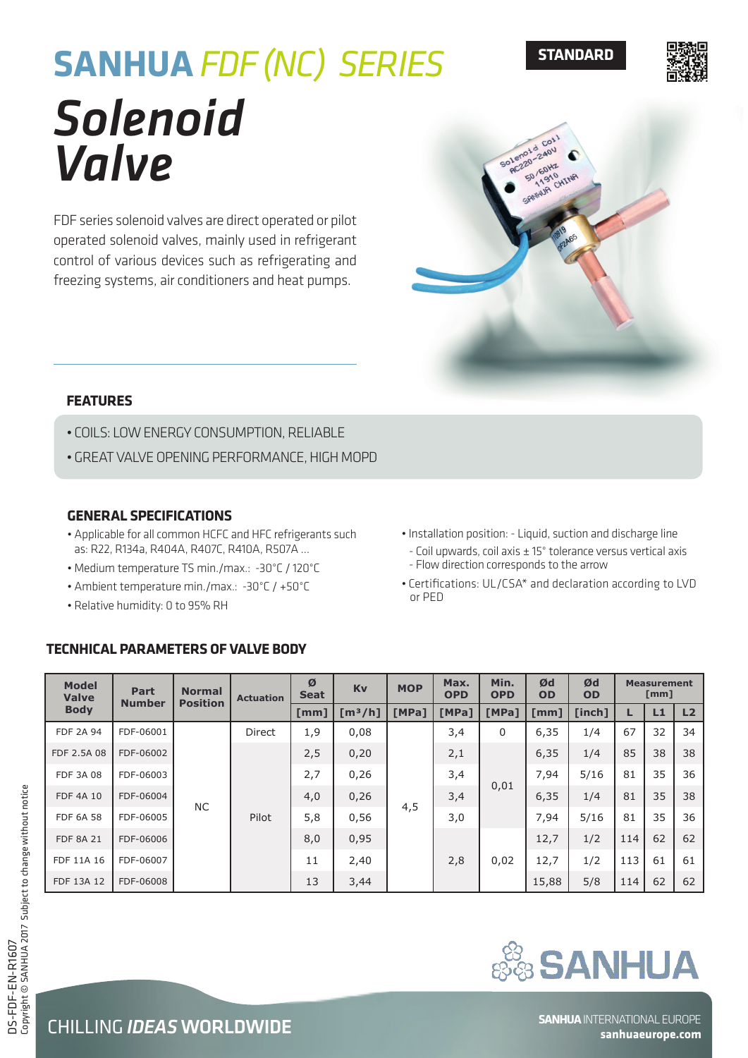# SANHUA *FDF (NC) SERIES*

**STANDARD**

# *Solenoid Valve*

FDF series solenoid valves are direct operated or pilot operated solenoid valves, mainly used in refrigerant control of various devices such as refrigerating and freezing systems, air conditioners and heat pumps.

## FEATURES

- COILS: LOW ENERGY CONSUMPTION, RELIABLE
- GREAT VALVE OPENING PERFORMANCE, HIGH MOPD

## GENERAL SPECIFICATIONS

- Applicable for all common HCFC and HFC refrigerants such as: R22, R134a, R404A, R407C, R410A, R507A ...
- Medium temperature TS min./max.: -30°C / 120°C
- Ambient temperature min./max.: -30°C / +50°C
- Relative humidity: 0 to 95% RH
- Installation position: - Liquid, suction and discharge line
  - Coil upwards, coil axis ± 15° tolerance versus vertical axis
  - Flow direction corresponds to the arrow
- Certifications: UL/CSA* and declaration according to LVD or PED

## TECNHICAL PARAMETERS OF VALVE BODY

| Model Valve Body | Part Number | Normal Position | Actuation | Ø Seat | Kv | MOP | Max. OPD | Min. OPD | Ød OD | Ød OD | Measurement [mm] | | |
|---|---|---|---|---|---|---|---|---|---|---|---|---|---|
| | | | | [mm] | [m³/h] | [MPa] | [MPa] | [MPa] | [mm] | [inch] | L | L1 | L2 |
| FDF 2A 94 | FDF-06001 | NC | Direct | 1,9 | 0,08 | 4,5 | 3,4 | 0 | 6,35 | 1/4 | 67 | 32 | 34 |
| FDF 2.5A 08 | FDF-06002 | NC | Pilot | 2,5 | 0,20 | 4,5 | 2,1 | 0,01 | 6,35 | 1/4 | 85 | 38 | 38 |
| FDF 3A 08 | FDF-06003 | NC | Pilot | 2,7 | 0,26 | 4,5 | 3,4 | 0,01 | 7,94 | 5/16 | 81 | 35 | 36 |
| FDF 4A 10 | FDF-06004 | NC | Pilot | 4,0 | 0,26 | 4,5 | 3,4 | 0,01 | 6,35 | 1/4 | 81 | 35 | 38 |
| FDF 6A 58 | FDF-06005 | NC | Pilot | 5,8 | 0,56 | 4,5 | 3,0 | 0,01 | 7,94 | 5/16 | 81 | 35 | 36 |
| FDF 8A 21 | FDF-06006 | NC | Pilot | 8,0 | 0,95 | 4,5 | 2,8 | 0,02 | 12,7 | 1/2 | 114 | 62 | 62 |
| FDF 11A 16 | FDF-06007 | NC | Pilot | 11 | 2,40 | 4,5 | 2,8 | 0,02 | 12,7 | 1/2 | 113 | 61 | 61 |
| FDF 13A 12 | FDF-06008 | NC | Pilot | 13 | 3,44 | 4,5 | 2,8 | 0,02 | 15,88 | 5/8 | 114 | 62 | 62 |

DS-FDF-EN-R1607
Copyright © SANHUA 2017 Subject to change without notice

CHILLING ***IDEAS*** **WORLDWIDE**

**SANHUA** INTERNATIONAL EUROPE
**sanhuaeurope.com**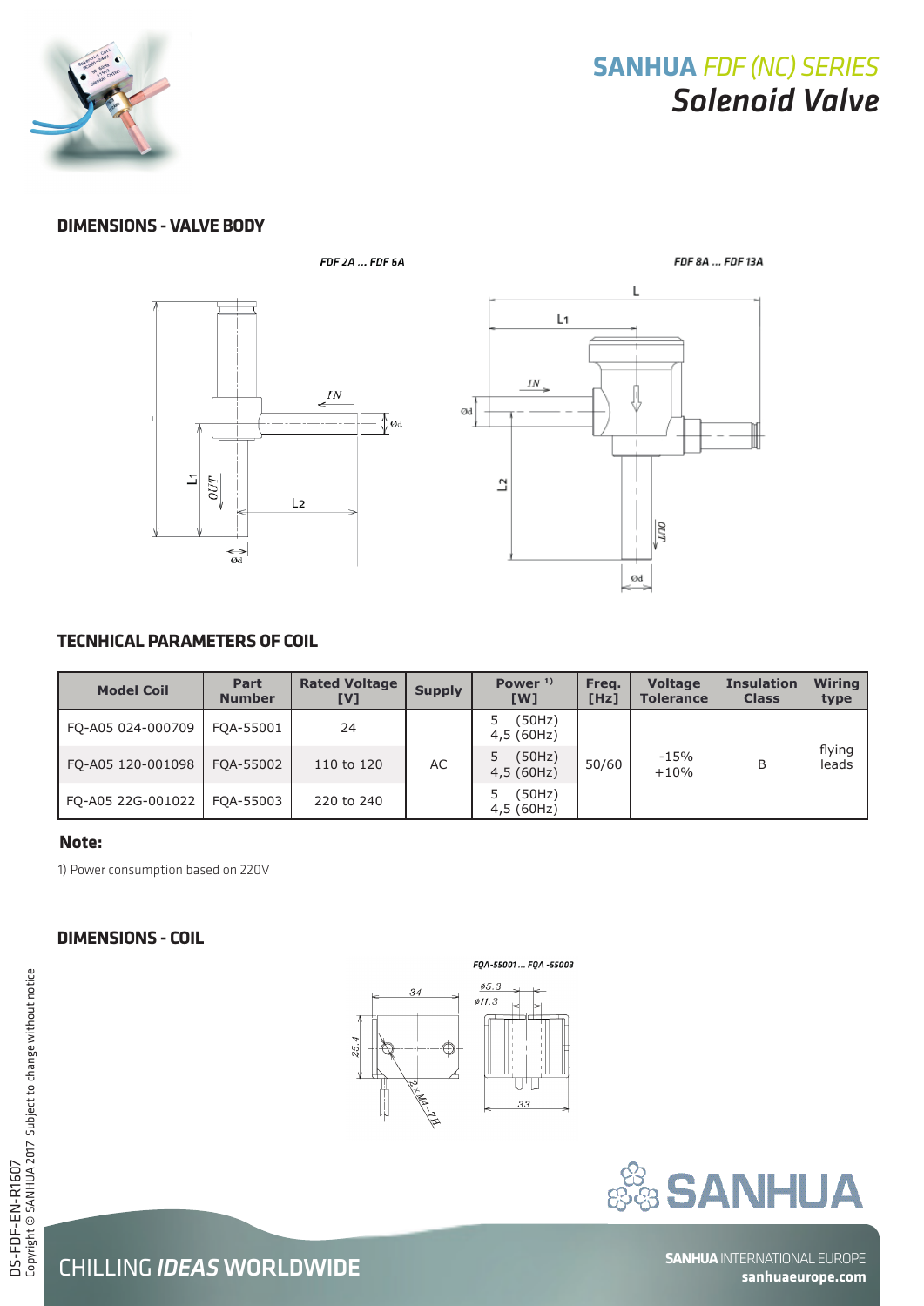# SANHUA *FDF (NC) SERIES*
## *Solenoid Valve*

### DIMENSIONS - VALVE BODY

*FDF 2A ... FDF 6A*

*FDF 8A ... FDF 13A*

L

L1

L2

IN

OUT

Ød

### TECNHICAL PARAMETERS OF COIL

| Model Coil | Part Number | Rated Voltage [V] | Supply | Power [1] [W] | Freq. [Hz] | Voltage Tolerance | Insulation Class | Wiring type |
|---|---|---|---|---|---|---|---|---|
| FQ-A05 024-000709 | FQA-55001 | 24 | AC | 5 (50Hz) 4,5 (60Hz) | 50/60 | -15% +10% | B | flying leads |
| FQ-A05 120-001098 | FQA-55002 | 110 to 120 | | 5 (50Hz) 4,5 (60Hz) | | | | |
| FQ-A05 22G-001022 | FQA-55003 | 220 to 240 | | 5 (50Hz) 4,5 (60Hz) | | | | |

**Note:**

1) Power consumption based on 220V

### DIMENSIONS - COIL

*FQA-55001 ... FQA -55003*

34

25.4

2 x M4-7H

ø5.3

ø11.3

33

DS-FDF-EN-R1607
Copyright © SANHUA 2017 Subject to change without notice

CHILLING *IDEAS* WORLDWIDE

**SANHUA** INTERNATIONAL EUROPE
**sanhuaeurope.com**